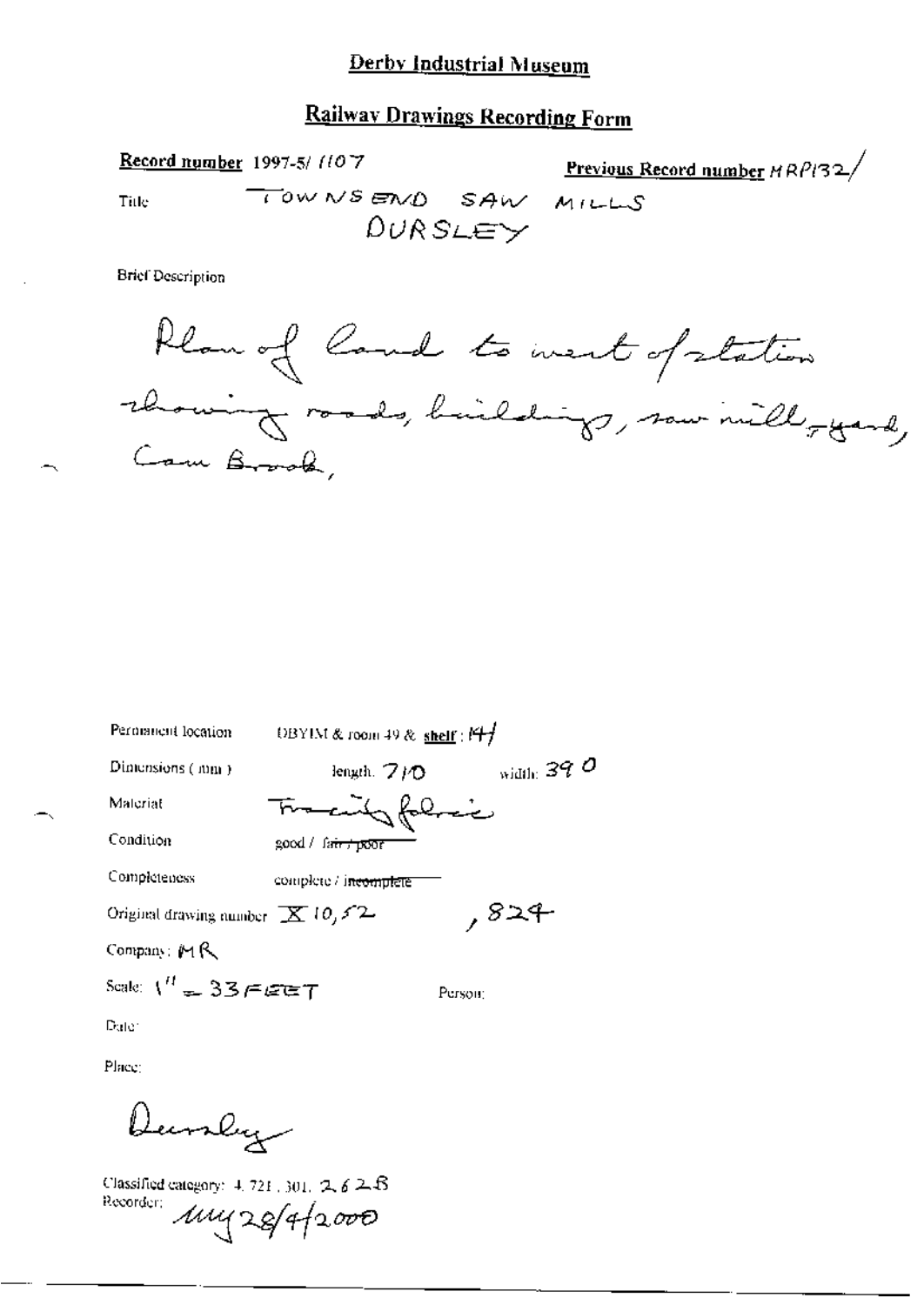# Derby Industrial Museum

## Railway Drawings Recording Form

**Record number** 1997-5/ 1107

**Previous Record number** MRP132/

Title: TOWNSEND SAW MILLS DURSLEY

Brief Description

Plan of land to west of station showing roads, buildings, saw mill & yard, Cam Brook,

Permanent location: DBYIM & room 49 & **shelf**: 14

Dimensions (mm): length: 710 width: 390

Material: Tracing fabric

Condition: good / ~~fair / poor~~

Completeness: complete / ~~incomplete~~

Original drawing number: X 10,52 ,824

Company: MR

Scale: 1" = 33 FEET

Person:

Date:

Place:

Dursley

Classified category: 4.721.301. 2.6.2.B

Recorder: mg 28/4/2000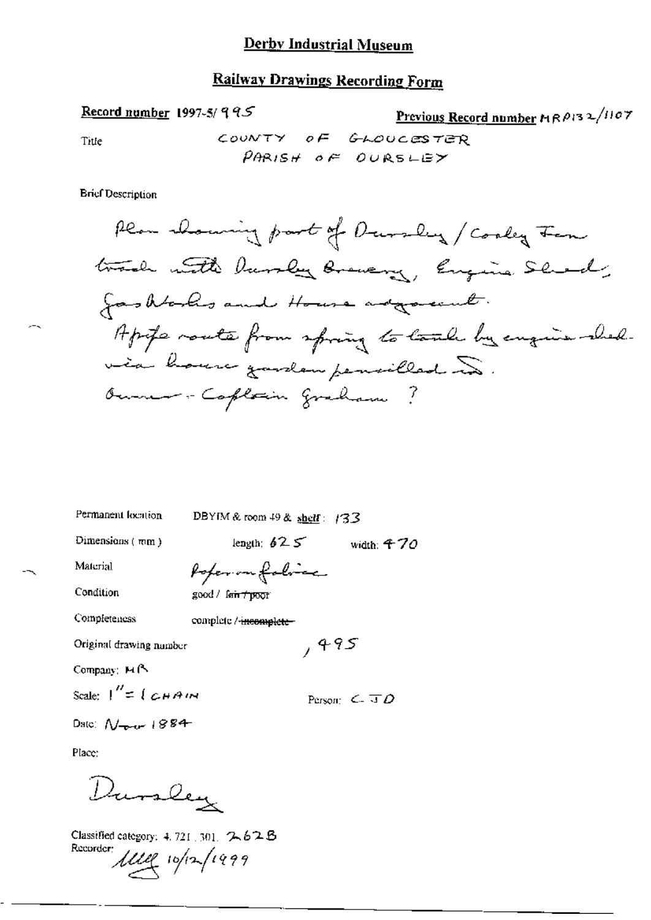# Derby Industrial Museum

## Railway Drawings Recording Form

**Record number** 1997-5/ 995

**Previous Record number** MRP132/1107

Title

COUNTY OF GLOUCESTER
PARISH OF OURSLEY

Brief Description

Plan showing part of Dursley / Coaley Jcn track with Dursley Brewery, Engine Shed, Gas Works and House adjacent.
Appx route from spring to tank by engine shed via house garden pencilled in.
Owner - Captain Graham ?

Permanent location DBYIM & room 49 & shelf: 133

Dimensions ( mm ) length: 625 width: 470

Material Paper on fabric

Condition good / ~~fair / poor~~

Completeness complete / ~~incomplete~~

Original drawing number , 495

Company: MR

Scale: 1" = 1 CHAIN

Person: C-JD

Date: Nov 1884

Place:

Dursley

Classified category: 4.721.301. 262B

Recorder: 10/12/1999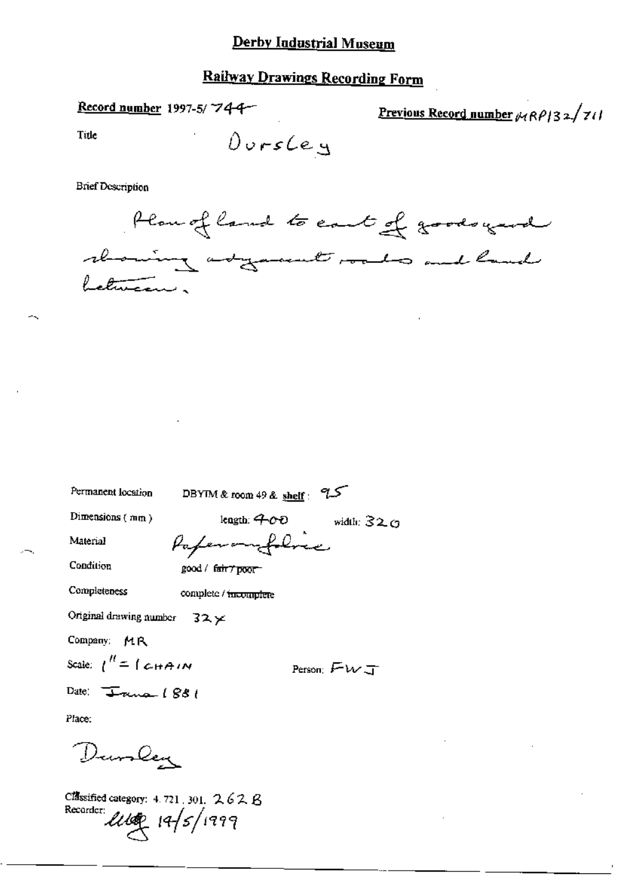# Derby Industrial Museum

## Railway Drawings Recording Form

**Record number** 1997-5/ 744

**Previous Record number** MRP132/711

Title Dursley

Brief Description

Plan of land to east of goods yard showing adjacent roads and land between.

Permanent location DBYIM & room 49 & **shelf**: 95

Dimensions (mm) length: 400 width: 320

Material Paper on fabric

Condition good / ~~fair / poor~~

Completeness complete / ~~incomplete~~

Original drawing number 32x

Company: MR

Scale: 1" = 1 CHAIN

Person: FWJ

Date: June 1881

Place:

Dursley

Classified category: 4.721.301. 262 B

Recorder: [signature] 14/5/1999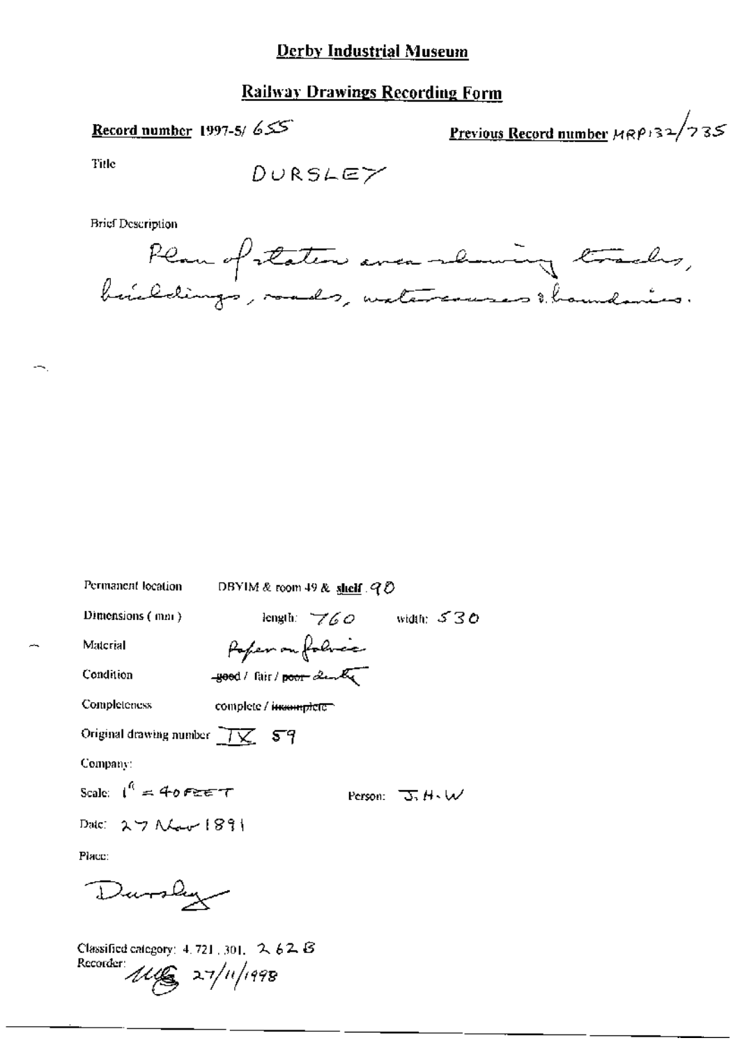# Derby Industrial Museum

## Railway Drawings Recording Form

**Record number** 1997-5/ 655

**Previous Record number** MRP132/735

Title DURSLEY

Brief Description

Plan of station area showing tracks, buildings, roads, watercourses & boundaries.

Permanent location DBYIM & room 49 & shelf. 90

Dimensions (mm) length: 760 width: 530

Material Paper on fabric

Condition ~~good~~ / fair / ~~poor~~ dirty

Completeness complete / ~~incomplete~~

Original drawing number IX 59

Company:

Scale: 1" = 40 FEET

Person: J. H. W

Date: 27 Nov 1891

Place:

Dursley

Classified category: 4.721.301. 2.62B

Recorder: MG 27/11/1998